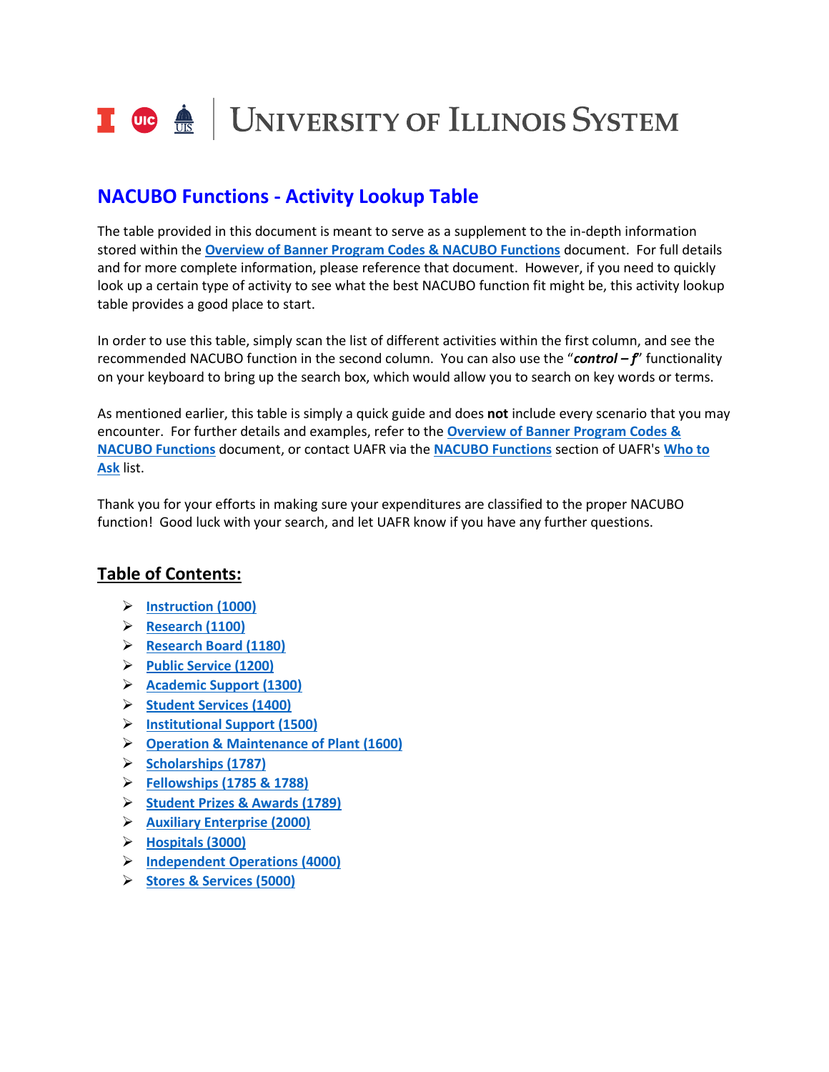# UNIVERSITY OF ILLINOIS SYSTEM

## NACUBO Functions - Activity Lookup Table

The table provided in this document is meant to serve as a supplement to the in-depth information stored within the **Overview of Banner Program Codes & NACUBO Functions** document. For full details and for more complete information, please reference that document. However, if you need to quickly look up a certain type of activity to see what the best NACUBO function fit might be, this activity lookup table provides a good place to start.

In order to use this table, simply scan the list of different activities within the first column, and see the recommended NACUBO function in the second column. You can also use the "***control – f***" functionality on your keyboard to bring up the search box, which would allow you to search on key words or terms.

As mentioned earlier, this table is simply a quick guide and does **not** include every scenario that you may encounter. For further details and examples, refer to the **Overview of Banner Program Codes & NACUBO Functions** document, or contact UAFR via the **NACUBO Functions** section of UAFR's **Who to Ask** list.

Thank you for your efforts in making sure your expenditures are classified to the proper NACUBO function! Good luck with your search, and let UAFR know if you have any further questions.

### Table of Contents:

- Instruction (1000)
- Research (1100)
- Research Board (1180)
- Public Service (1200)
- Academic Support (1300)
- Student Services (1400)
- Institutional Support (1500)
- Operation & Maintenance of Plant (1600)
- Scholarships (1787)
- Fellowships (1785 & 1788)
- Student Prizes & Awards (1789)
- Auxiliary Enterprise (2000)
- Hospitals (3000)
- Independent Operations (4000)
- Stores & Services (5000)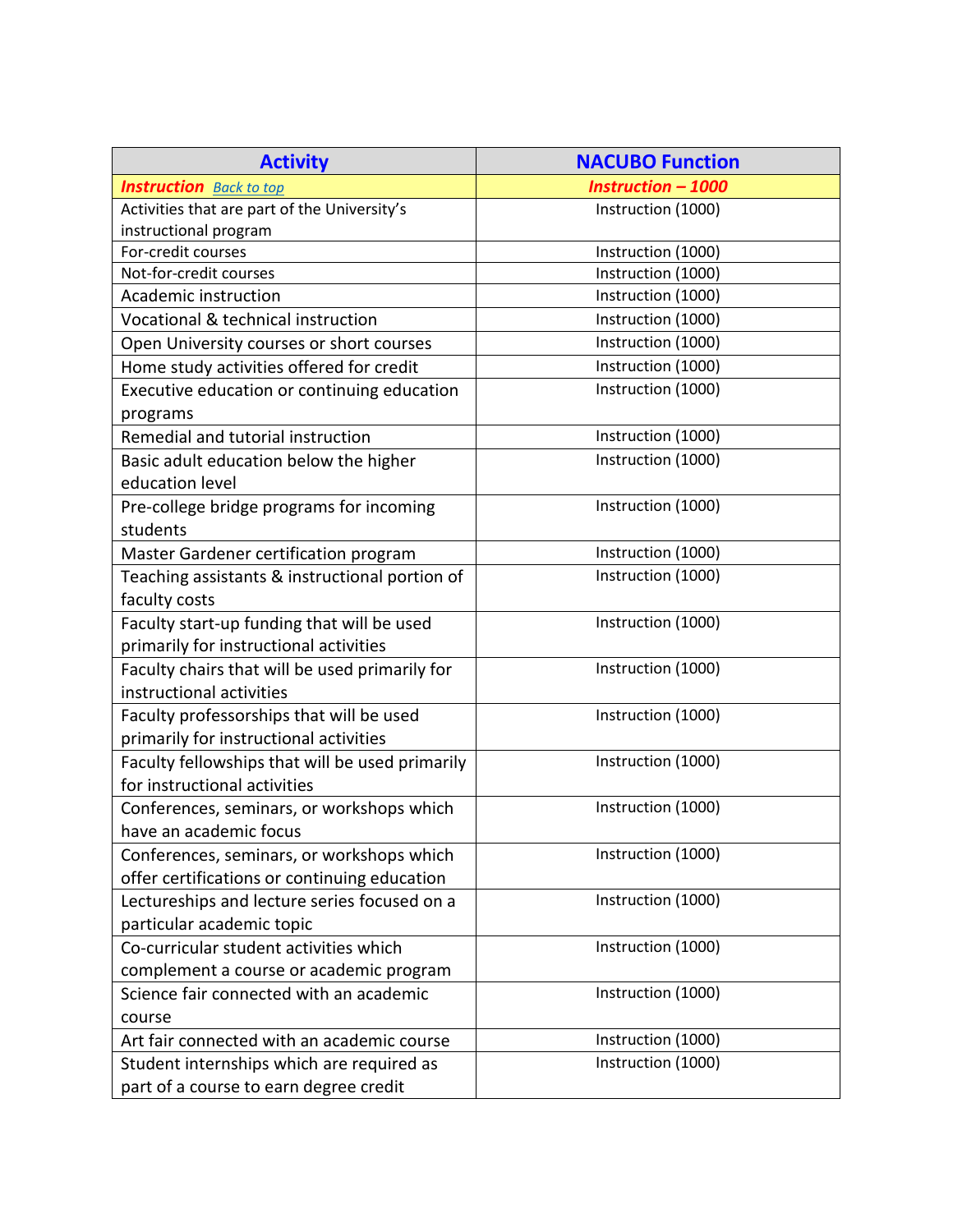| Activity | NACUBO Function |
|---|---|
| ***Instruction*** *Back to top* | ***Instruction – 1000*** |
| Activities that are part of the University's instructional program | Instruction (1000) |
| For-credit courses | Instruction (1000) |
| Not-for-credit courses | Instruction (1000) |
| Academic instruction | Instruction (1000) |
| Vocational & technical instruction | Instruction (1000) |
| Open University courses or short courses | Instruction (1000) |
| Home study activities offered for credit | Instruction (1000) |
| Executive education or continuing education programs | Instruction (1000) |
| Remedial and tutorial instruction | Instruction (1000) |
| Basic adult education below the higher education level | Instruction (1000) |
| Pre-college bridge programs for incoming students | Instruction (1000) |
| Master Gardener certification program | Instruction (1000) |
| Teaching assistants & instructional portion of faculty costs | Instruction (1000) |
| Faculty start-up funding that will be used primarily for instructional activities | Instruction (1000) |
| Faculty chairs that will be used primarily for instructional activities | Instruction (1000) |
| Faculty professorships that will be used primarily for instructional activities | Instruction (1000) |
| Faculty fellowships that will be used primarily for instructional activities | Instruction (1000) |
| Conferences, seminars, or workshops which have an academic focus | Instruction (1000) |
| Conferences, seminars, or workshops which offer certifications or continuing education | Instruction (1000) |
| Lectureships and lecture series focused on a particular academic topic | Instruction (1000) |
| Co-curricular student activities which complement a course or academic program | Instruction (1000) |
| Science fair connected with an academic course | Instruction (1000) |
| Art fair connected with an academic course | Instruction (1000) |
| Student internships which are required as part of a course to earn degree credit | Instruction (1000) |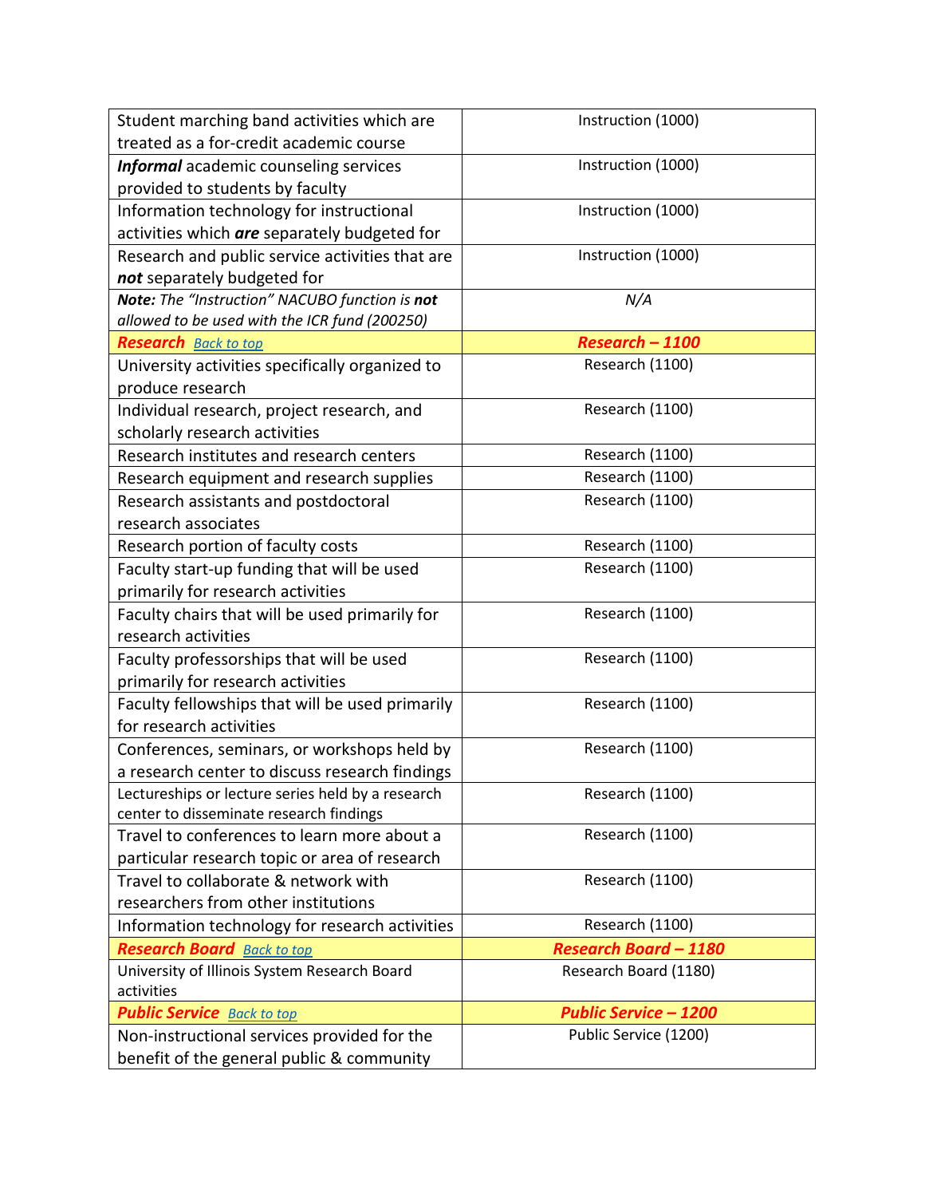| | |
|---|---|
| Student marching band activities which are treated as a for-credit academic course | Instruction (1000) |
| ***Informal*** academic counseling services provided to students by faculty | Instruction (1000) |
| Information technology for instructional activities which ***are*** separately budgeted for | Instruction (1000) |
| Research and public service activities that are ***not*** separately budgeted for | Instruction (1000) |
| ***Note:*** *The "Instruction" NACUBO function is* ***not*** *allowed to be used with the ICR fund (200250)* | *N/A* |
| ***Research*** [Back to top]() | ***Research – 1100*** |
| University activities specifically organized to produce research | Research (1100) |
| Individual research, project research, and scholarly research activities | Research (1100) |
| Research institutes and research centers | Research (1100) |
| Research equipment and research supplies | Research (1100) |
| Research assistants and postdoctoral research associates | Research (1100) |
| Research portion of faculty costs | Research (1100) |
| Faculty start-up funding that will be used primarily for research activities | Research (1100) |
| Faculty chairs that will be used primarily for research activities | Research (1100) |
| Faculty professorships that will be used primarily for research activities | Research (1100) |
| Faculty fellowships that will be used primarily for research activities | Research (1100) |
| Conferences, seminars, or workshops held by a research center to discuss research findings | Research (1100) |
| Lectureships or lecture series held by a research center to disseminate research findings | Research (1100) |
| Travel to conferences to learn more about a particular research topic or area of research | Research (1100) |
| Travel to collaborate & network with researchers from other institutions | Research (1100) |
| Information technology for research activities | Research (1100) |
| ***Research Board*** [Back to top]() | ***Research Board – 1180*** |
| University of Illinois System Research Board activities | Research Board (1180) |
| ***Public Service*** [Back to top]() | ***Public Service – 1200*** |
| Non-instructional services provided for the benefit of the general public & community | Public Service (1200) |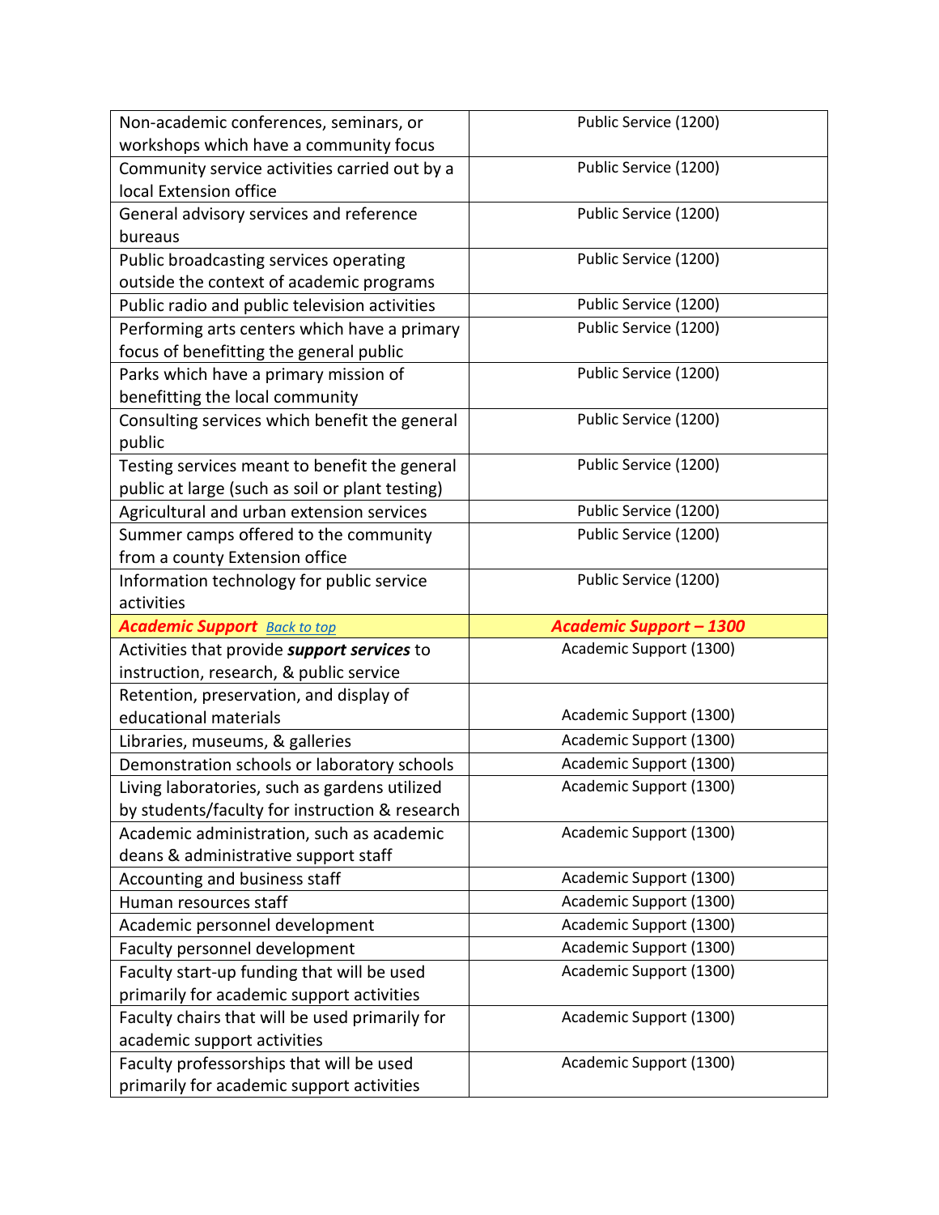| | |
|---|---|
| Non-academic conferences, seminars, or workshops which have a community focus | Public Service (1200) |
| Community service activities carried out by a local Extension office | Public Service (1200) |
| General advisory services and reference bureaus | Public Service (1200) |
| Public broadcasting services operating outside the context of academic programs | Public Service (1200) |
| Public radio and public television activities | Public Service (1200) |
| Performing arts centers which have a primary focus of benefitting the general public | Public Service (1200) |
| Parks which have a primary mission of benefitting the local community | Public Service (1200) |
| Consulting services which benefit the general public | Public Service (1200) |
| Testing services meant to benefit the general public at large (such as soil or plant testing) | Public Service (1200) |
| Agricultural and urban extension services | Public Service (1200) |
| Summer camps offered to the community from a county Extension office | Public Service (1200) |
| Information technology for public service activities | Public Service (1200) |
| ***Academic Support*** *Back to top* | ***Academic Support – 1300*** |
| Activities that provide ***support services*** to instruction, research, & public service | Academic Support (1300) |
| Retention, preservation, and display of educational materials | Academic Support (1300) |
| Libraries, museums, & galleries | Academic Support (1300) |
| Demonstration schools or laboratory schools | Academic Support (1300) |
| Living laboratories, such as gardens utilized by students/faculty for instruction & research | Academic Support (1300) |
| Academic administration, such as academic deans & administrative support staff | Academic Support (1300) |
| Accounting and business staff | Academic Support (1300) |
| Human resources staff | Academic Support (1300) |
| Academic personnel development | Academic Support (1300) |
| Faculty personnel development | Academic Support (1300) |
| Faculty start-up funding that will be used primarily for academic support activities | Academic Support (1300) |
| Faculty chairs that will be used primarily for academic support activities | Academic Support (1300) |
| Faculty professorships that will be used primarily for academic support activities | Academic Support (1300) |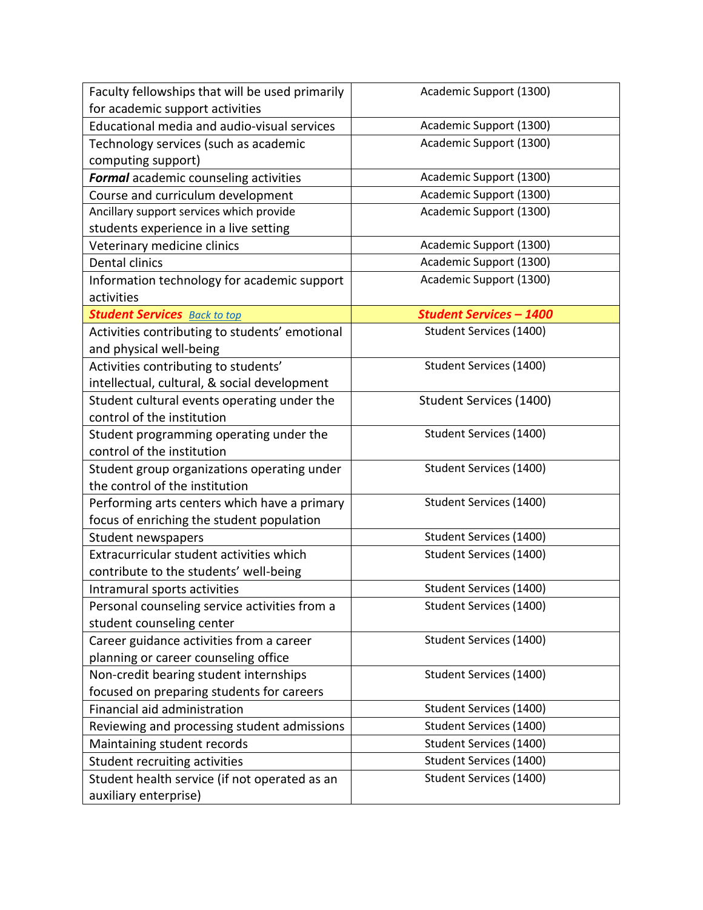| | |
|---|---|
| Faculty fellowships that will be used primarily for academic support activities | Academic Support (1300) |
| Educational media and audio-visual services | Academic Support (1300) |
| Technology services (such as academic computing support) | Academic Support (1300) |
| ***Formal*** academic counseling activities | Academic Support (1300) |
| Course and curriculum development | Academic Support (1300) |
| Ancillary support services which provide students experience in a live setting | Academic Support (1300) |
| Veterinary medicine clinics | Academic Support (1300) |
| Dental clinics | Academic Support (1300) |
| Information technology for academic support activities | Academic Support (1300) |
| ***Student Services*** Back to top | ***Student Services – 1400*** |
| Activities contributing to students' emotional and physical well-being | Student Services (1400) |
| Activities contributing to students' intellectual, cultural, & social development | Student Services (1400) |
| Student cultural events operating under the control of the institution | Student Services (1400) |
| Student programming operating under the control of the institution | Student Services (1400) |
| Student group organizations operating under the control of the institution | Student Services (1400) |
| Performing arts centers which have a primary focus of enriching the student population | Student Services (1400) |
| Student newspapers | Student Services (1400) |
| Extracurricular student activities which contribute to the students' well-being | Student Services (1400) |
| Intramural sports activities | Student Services (1400) |
| Personal counseling service activities from a student counseling center | Student Services (1400) |
| Career guidance activities from a career planning or career counseling office | Student Services (1400) |
| Non-credit bearing student internships focused on preparing students for careers | Student Services (1400) |
| Financial aid administration | Student Services (1400) |
| Reviewing and processing student admissions | Student Services (1400) |
| Maintaining student records | Student Services (1400) |
| Student recruiting activities | Student Services (1400) |
| Student health service (if not operated as an auxiliary enterprise) | Student Services (1400) |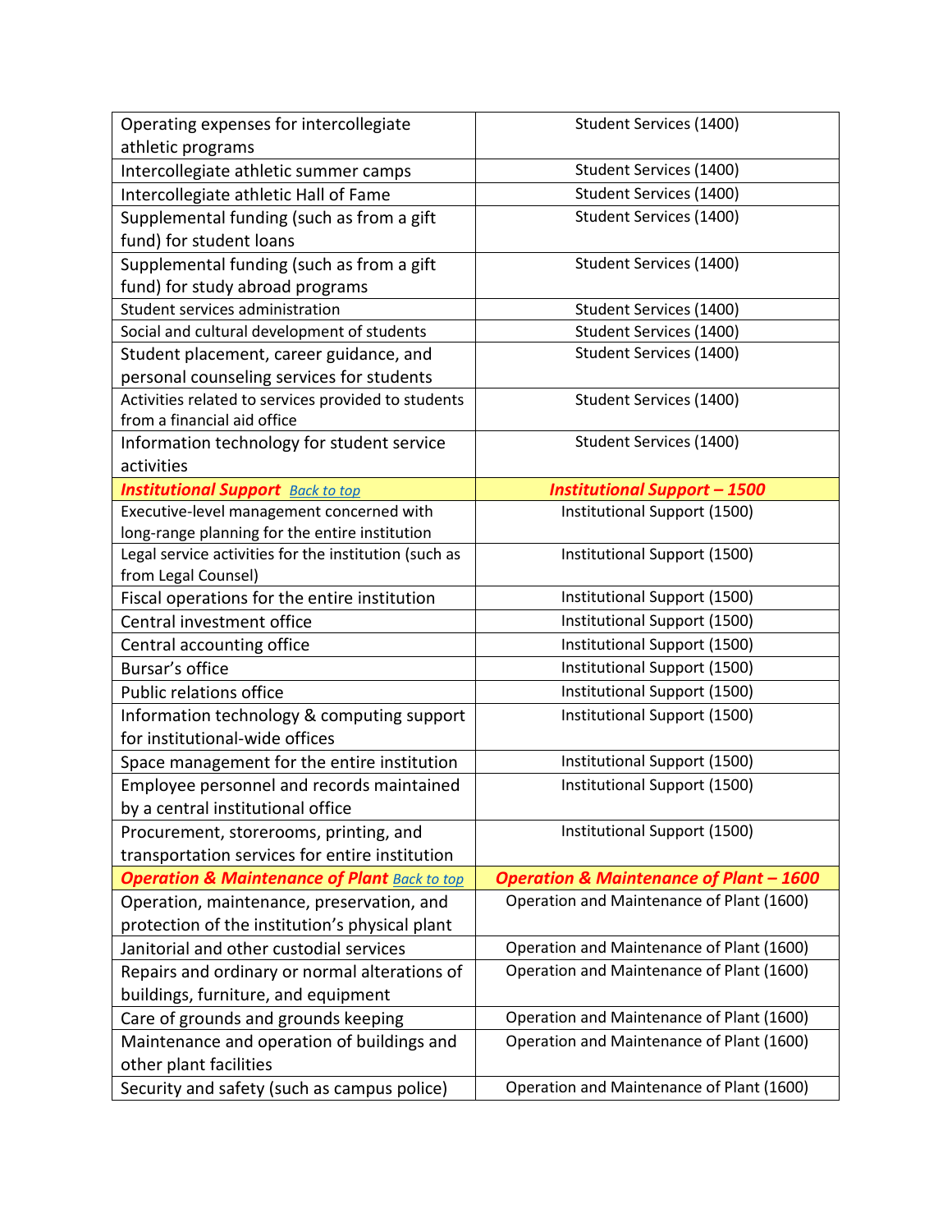| | |
|---|---|
| Operating expenses for intercollegiate athletic programs | Student Services (1400) |
| Intercollegiate athletic summer camps | Student Services (1400) |
| Intercollegiate athletic Hall of Fame | Student Services (1400) |
| Supplemental funding (such as from a gift fund) for student loans | Student Services (1400) |
| Supplemental funding (such as from a gift fund) for study abroad programs | Student Services (1400) |
| Student services administration | Student Services (1400) |
| Social and cultural development of students | Student Services (1400) |
| Student placement, career guidance, and personal counseling services for students | Student Services (1400) |
| Activities related to services provided to students from a financial aid office | Student Services (1400) |
| Information technology for student service activities | Student Services (1400) |
| ***Institutional Support*** Back to top | ***Institutional Support – 1500*** |
| Executive-level management concerned with long-range planning for the entire institution | Institutional Support (1500) |
| Legal service activities for the institution (such as from Legal Counsel) | Institutional Support (1500) |
| Fiscal operations for the entire institution | Institutional Support (1500) |
| Central investment office | Institutional Support (1500) |
| Central accounting office | Institutional Support (1500) |
| Bursar's office | Institutional Support (1500) |
| Public relations office | Institutional Support (1500) |
| Information technology & computing support for institutional-wide offices | Institutional Support (1500) |
| Space management for the entire institution | Institutional Support (1500) |
| Employee personnel and records maintained by a central institutional office | Institutional Support (1500) |
| Procurement, storerooms, printing, and transportation services for entire institution | Institutional Support (1500) |
| ***Operation & Maintenance of Plant*** Back to top | ***Operation & Maintenance of Plant – 1600*** |
| Operation, maintenance, preservation, and protection of the institution's physical plant | Operation and Maintenance of Plant (1600) |
| Janitorial and other custodial services | Operation and Maintenance of Plant (1600) |
| Repairs and ordinary or normal alterations of buildings, furniture, and equipment | Operation and Maintenance of Plant (1600) |
| Care of grounds and grounds keeping | Operation and Maintenance of Plant (1600) |
| Maintenance and operation of buildings and other plant facilities | Operation and Maintenance of Plant (1600) |
| Security and safety (such as campus police) | Operation and Maintenance of Plant (1600) |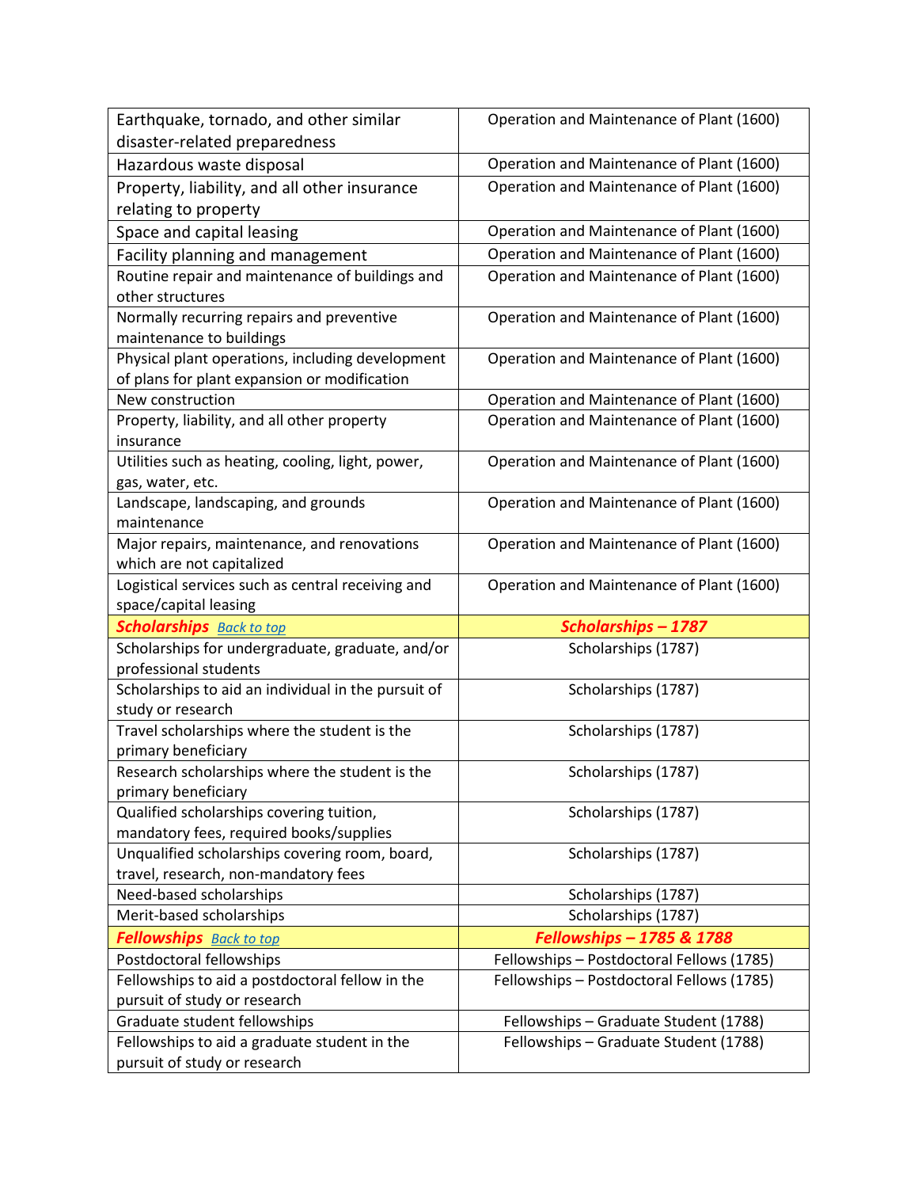| | |
|---|---|
| Earthquake, tornado, and other similar disaster-related preparedness | Operation and Maintenance of Plant (1600) |
| Hazardous waste disposal | Operation and Maintenance of Plant (1600) |
| Property, liability, and all other insurance relating to property | Operation and Maintenance of Plant (1600) |
| Space and capital leasing | Operation and Maintenance of Plant (1600) |
| Facility planning and management | Operation and Maintenance of Plant (1600) |
| Routine repair and maintenance of buildings and other structures | Operation and Maintenance of Plant (1600) |
| Normally recurring repairs and preventive maintenance to buildings | Operation and Maintenance of Plant (1600) |
| Physical plant operations, including development of plans for plant expansion or modification | Operation and Maintenance of Plant (1600) |
| New construction | Operation and Maintenance of Plant (1600) |
| Property, liability, and all other property insurance | Operation and Maintenance of Plant (1600) |
| Utilities such as heating, cooling, light, power, gas, water, etc. | Operation and Maintenance of Plant (1600) |
| Landscape, landscaping, and grounds maintenance | Operation and Maintenance of Plant (1600) |
| Major repairs, maintenance, and renovations which are not capitalized | Operation and Maintenance of Plant (1600) |
| Logistical services such as central receiving and space/capital leasing | Operation and Maintenance of Plant (1600) |
| ***Scholarships*** *Back to top* | ***Scholarships – 1787*** |
| Scholarships for undergraduate, graduate, and/or professional students | Scholarships (1787) |
| Scholarships to aid an individual in the pursuit of study or research | Scholarships (1787) |
| Travel scholarships where the student is the primary beneficiary | Scholarships (1787) |
| Research scholarships where the student is the primary beneficiary | Scholarships (1787) |
| Qualified scholarships covering tuition, mandatory fees, required books/supplies | Scholarships (1787) |
| Unqualified scholarships covering room, board, travel, research, non-mandatory fees | Scholarships (1787) |
| Need-based scholarships | Scholarships (1787) |
| Merit-based scholarships | Scholarships (1787) |
| ***Fellowships*** *Back to top* | ***Fellowships – 1785 & 1788*** |
| Postdoctoral fellowships | Fellowships – Postdoctoral Fellows (1785) |
| Fellowships to aid a postdoctoral fellow in the pursuit of study or research | Fellowships – Postdoctoral Fellows (1785) |
| Graduate student fellowships | Fellowships – Graduate Student (1788) |
| Fellowships to aid a graduate student in the pursuit of study or research | Fellowships – Graduate Student (1788) |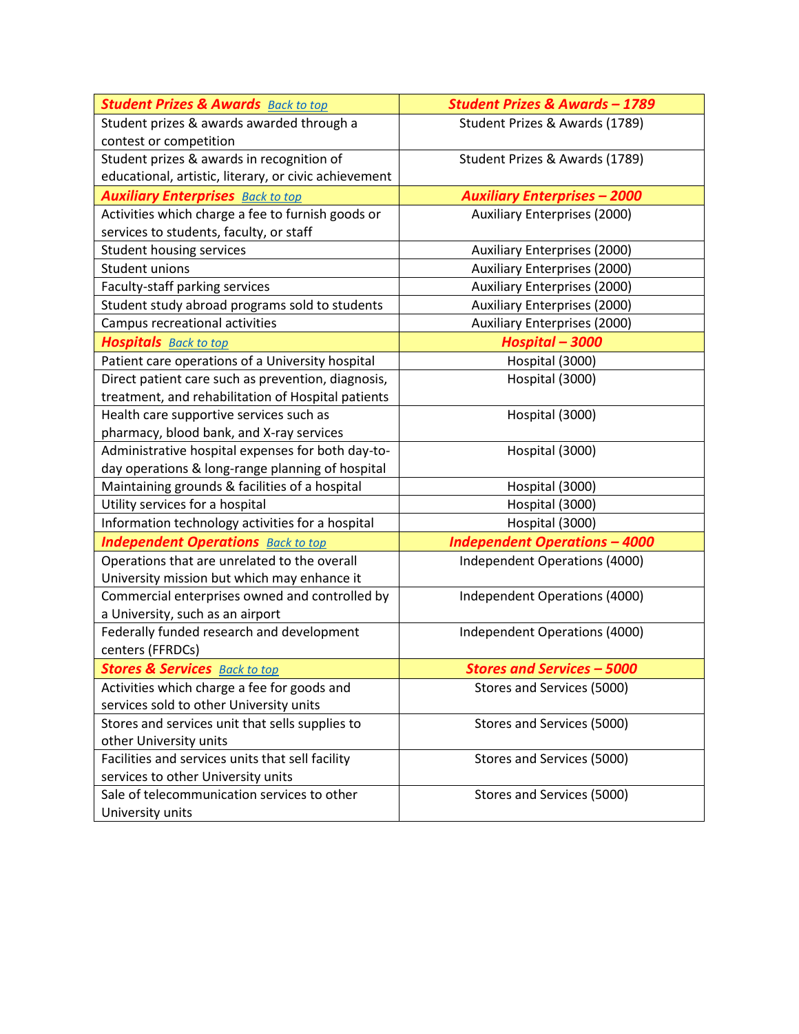| | |
|---|---|
| ***Student Prizes & Awards*** Back to top | ***Student Prizes & Awards – 1789*** |
| Student prizes & awards awarded through a contest or competition | Student Prizes & Awards (1789) |
| Student prizes & awards in recognition of educational, artistic, literary, or civic achievement | Student Prizes & Awards (1789) |
| ***Auxiliary Enterprises*** Back to top | ***Auxiliary Enterprises – 2000*** |
| Activities which charge a fee to furnish goods or services to students, faculty, or staff | Auxiliary Enterprises (2000) |
| Student housing services | Auxiliary Enterprises (2000) |
| Student unions | Auxiliary Enterprises (2000) |
| Faculty-staff parking services | Auxiliary Enterprises (2000) |
| Student study abroad programs sold to students | Auxiliary Enterprises (2000) |
| Campus recreational activities | Auxiliary Enterprises (2000) |
| ***Hospitals*** Back to top | ***Hospital – 3000*** |
| Patient care operations of a University hospital | Hospital (3000) |
| Direct patient care such as prevention, diagnosis, treatment, and rehabilitation of Hospital patients | Hospital (3000) |
| Health care supportive services such as pharmacy, blood bank, and X-ray services | Hospital (3000) |
| Administrative hospital expenses for both day-to-day operations & long-range planning of hospital | Hospital (3000) |
| Maintaining grounds & facilities of a hospital | Hospital (3000) |
| Utility services for a hospital | Hospital (3000) |
| Information technology activities for a hospital | Hospital (3000) |
| ***Independent Operations*** Back to top | ***Independent Operations – 4000*** |
| Operations that are unrelated to the overall University mission but which may enhance it | Independent Operations (4000) |
| Commercial enterprises owned and controlled by a University, such as an airport | Independent Operations (4000) |
| Federally funded research and development centers (FFRDCs) | Independent Operations (4000) |
| ***Stores & Services*** Back to top | ***Stores and Services – 5000*** |
| Activities which charge a fee for goods and services sold to other University units | Stores and Services (5000) |
| Stores and services unit that sells supplies to other University units | Stores and Services (5000) |
| Facilities and services units that sell facility services to other University units | Stores and Services (5000) |
| Sale of telecommunication services to other University units | Stores and Services (5000) |